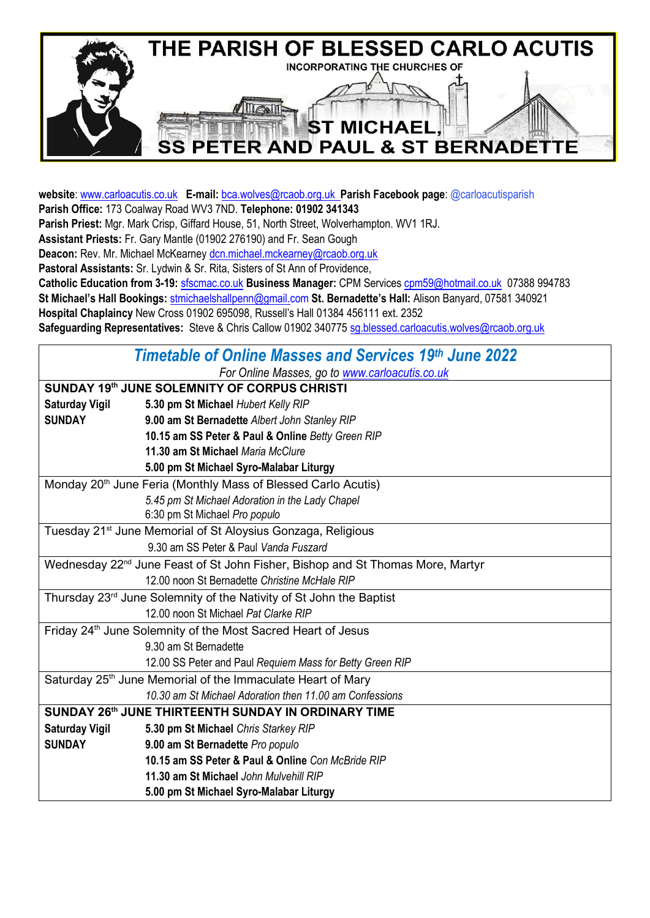# THE PARISH OF BLESSED CARLO ACUTIS

INCORPORATING THE CHURCHES OF

## ST MICHAEL, SS PETER AND PAUL & ST BERNADETTE

**website**: www.carloacutis.co.uk **E-mail:** bca.wolves@rcaob.org.uk **Parish Facebook page**: @carloacutisparish
**Parish Office:** 173 Coalway Road WV3 7ND. **Telephone: 01902 341343**
**Parish Priest:** Mgr. Mark Crisp, Giffard House, 51, North Street, Wolverhampton. WV1 1RJ.
**Assistant Priests:** Fr. Gary Mantle (01902 276190) and Fr. Sean Gough
**Deacon:** Rev. Mr. Michael McKearney dcn.michael.mckearney@rcaob.org.uk
**Pastoral Assistants:** Sr. Lydwin & Sr. Rita, Sisters of St Ann of Providence,
**Catholic Education from 3-19:** sfscmac.co.uk **Business Manager:** CPM Services cpm59@hotmail.co.uk 07388 994783
**St Michael's Hall Bookings:** stmichaelshallpenn@gmail.com **St. Bernadette's Hall:** Alison Banyard, 07581 340921
**Hospital Chaplaincy** New Cross 01902 695098, Russell's Hall 01384 456111 ext. 2352
**Safeguarding Representatives:** Steve & Chris Callow 01902 340775 sg.blessed.carloacutis.wolves@rcaob.org.uk

## *Timetable of Online Masses and Services 19th June 2022*

*For Online Masses, go to www.carloacutis.co.uk*

| | |
|---|---|
| **SUNDAY 19th JUNE SOLEMNITY OF CORPUS CHRISTI** | |
| **Saturday Vigil** | **5.30 pm St Michael** *Hubert Kelly RIP* |
| **SUNDAY** | **9.00 am St Bernadette** *Albert John Stanley RIP* |
| | **10.15 am SS Peter & Paul & Online** *Betty Green RIP* |
| | **11.30 am St Michael** *Maria McClure* |
| | **5.00 pm St Michael Syro-Malabar Liturgy** |
| Monday 20th June Feria (Monthly Mass of Blessed Carlo Acutis) | |
| | *5.45 pm St Michael Adoration in the Lady Chapel* |
| | 6:30 pm St Michael *Pro populo* |
| Tuesday 21st June Memorial of St Aloysius Gonzaga, Religious | |
| | 9.30 am SS Peter & Paul *Vanda Fuszard* |
| Wednesday 22nd June Feast of St John Fisher, Bishop and St Thomas More, Martyr | |
| | 12.00 noon St Bernadette *Christine McHale RIP* |
| Thursday 23rd June Solemnity of the Nativity of St John the Baptist | |
| | 12.00 noon St Michael *Pat Clarke RIP* |
| Friday 24th June Solemnity of the Most Sacred Heart of Jesus | |
| | 9.30 am St Bernadette |
| | 12.00 SS Peter and Paul *Requiem Mass for Betty Green RIP* |
| Saturday 25th June Memorial of the Immaculate Heart of Mary | |
| | *10.30 am St Michael Adoration then 11.00 am Confessions* |
| **SUNDAY 26th JUNE THIRTEENTH SUNDAY IN ORDINARY TIME** | |
| **Saturday Vigil** | **5.30 pm St Michael** *Chris Starkey RIP* |
| **SUNDAY** | **9.00 am St Bernadette** *Pro populo* |
| | **10.15 am SS Peter & Paul & Online** *Con McBride RIP* |
| | **11.30 am St Michael** *John Mulvehill RIP* |
| | **5.00 pm St Michael Syro-Malabar Liturgy** |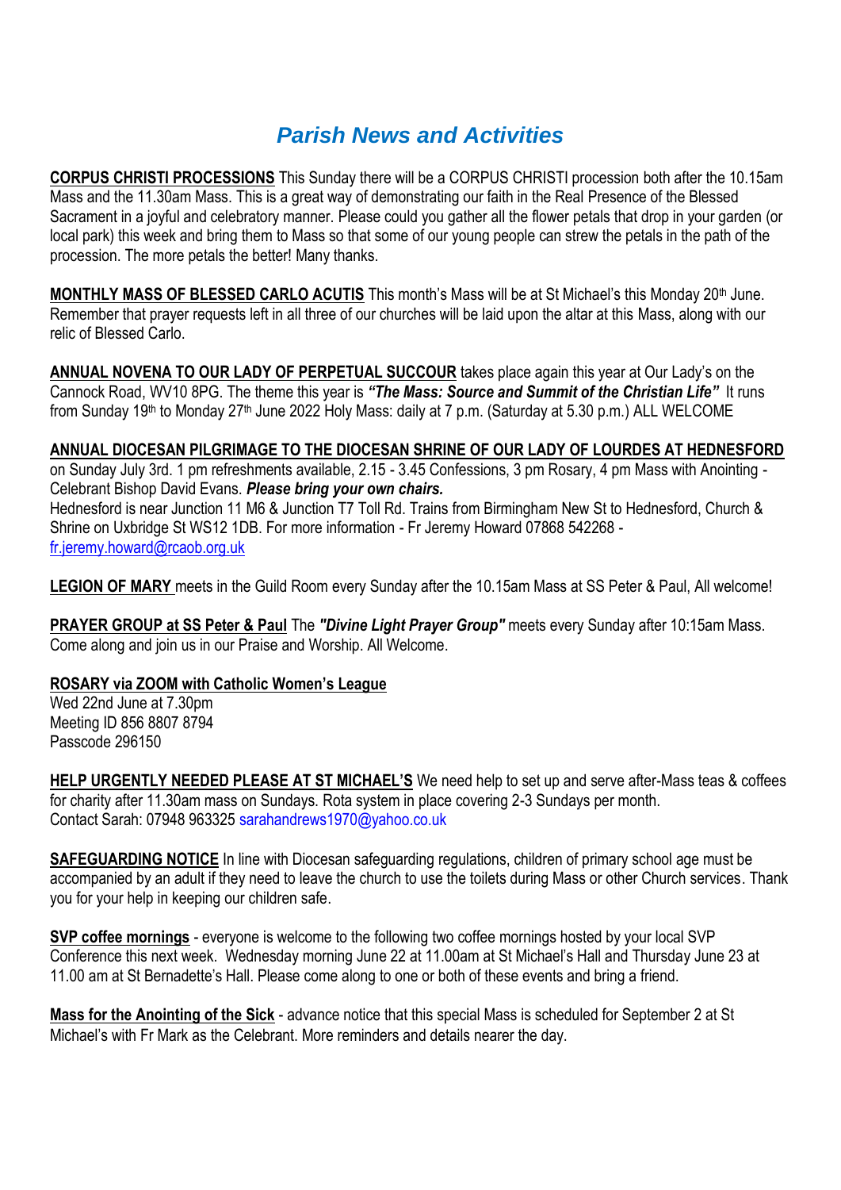# *Parish News and Activities*

**CORPUS CHRISTI PROCESSIONS** This Sunday there will be a CORPUS CHRISTI procession both after the 10.15am Mass and the 11.30am Mass. This is a great way of demonstrating our faith in the Real Presence of the Blessed Sacrament in a joyful and celebratory manner. Please could you gather all the flower petals that drop in your garden (or local park) this week and bring them to Mass so that some of our young people can strew the petals in the path of the procession. The more petals the better! Many thanks.

**MONTHLY MASS OF BLESSED CARLO ACUTIS** This month's Mass will be at St Michael's this Monday 20th June. Remember that prayer requests left in all three of our churches will be laid upon the altar at this Mass, along with our relic of Blessed Carlo.

**ANNUAL NOVENA TO OUR LADY OF PERPETUAL SUCCOUR** takes place again this year at Our Lady's on the Cannock Road, WV10 8PG. The theme this year is ***"The Mass: Source and Summit of the Christian Life"*** It runs from Sunday 19th to Monday 27th June 2022 Holy Mass: daily at 7 p.m. (Saturday at 5.30 p.m.) ALL WELCOME

**ANNUAL DIOCESAN PILGRIMAGE TO THE DIOCESAN SHRINE OF OUR LADY OF LOURDES AT HEDNESFORD** on Sunday July 3rd. 1 pm refreshments available, 2.15 - 3.45 Confessions, 3 pm Rosary, 4 pm Mass with Anointing - Celebrant Bishop David Evans. ***Please bring your own chairs.***
Hednesford is near Junction 11 M6 & Junction T7 Toll Rd. Trains from Birmingham New St to Hednesford, Church & Shrine on Uxbridge St WS12 1DB. For more information - Fr Jeremy Howard 07868 542268 - fr.jeremy.howard@rcaob.org.uk

**LEGION OF MARY** meets in the Guild Room every Sunday after the 10.15am Mass at SS Peter & Paul, All welcome!

**PRAYER GROUP at SS Peter & Paul** The ***"Divine Light Prayer Group"*** meets every Sunday after 10:15am Mass. Come along and join us in our Praise and Worship. All Welcome.

**ROSARY via ZOOM with Catholic Women's League**
Wed 22nd June at 7.30pm
Meeting ID 856 8807 8794
Passcode 296150

**HELP URGENTLY NEEDED PLEASE AT ST MICHAEL'S** We need help to set up and serve after-Mass teas & coffees for charity after 11.30am mass on Sundays. Rota system in place covering 2-3 Sundays per month.
Contact Sarah: 07948 963325 sarahandrews1970@yahoo.co.uk

**SAFEGUARDING NOTICE** In line with Diocesan safeguarding regulations, children of primary school age must be accompanied by an adult if they need to leave the church to use the toilets during Mass or other Church services. Thank you for your help in keeping our children safe.

**SVP coffee mornings** - everyone is welcome to the following two coffee mornings hosted by your local SVP Conference this next week. Wednesday morning June 22 at 11.00am at St Michael's Hall and Thursday June 23 at 11.00 am at St Bernadette's Hall. Please come along to one or both of these events and bring a friend.

**Mass for the Anointing of the Sick** - advance notice that this special Mass is scheduled for September 2 at St Michael's with Fr Mark as the Celebrant. More reminders and details nearer the day.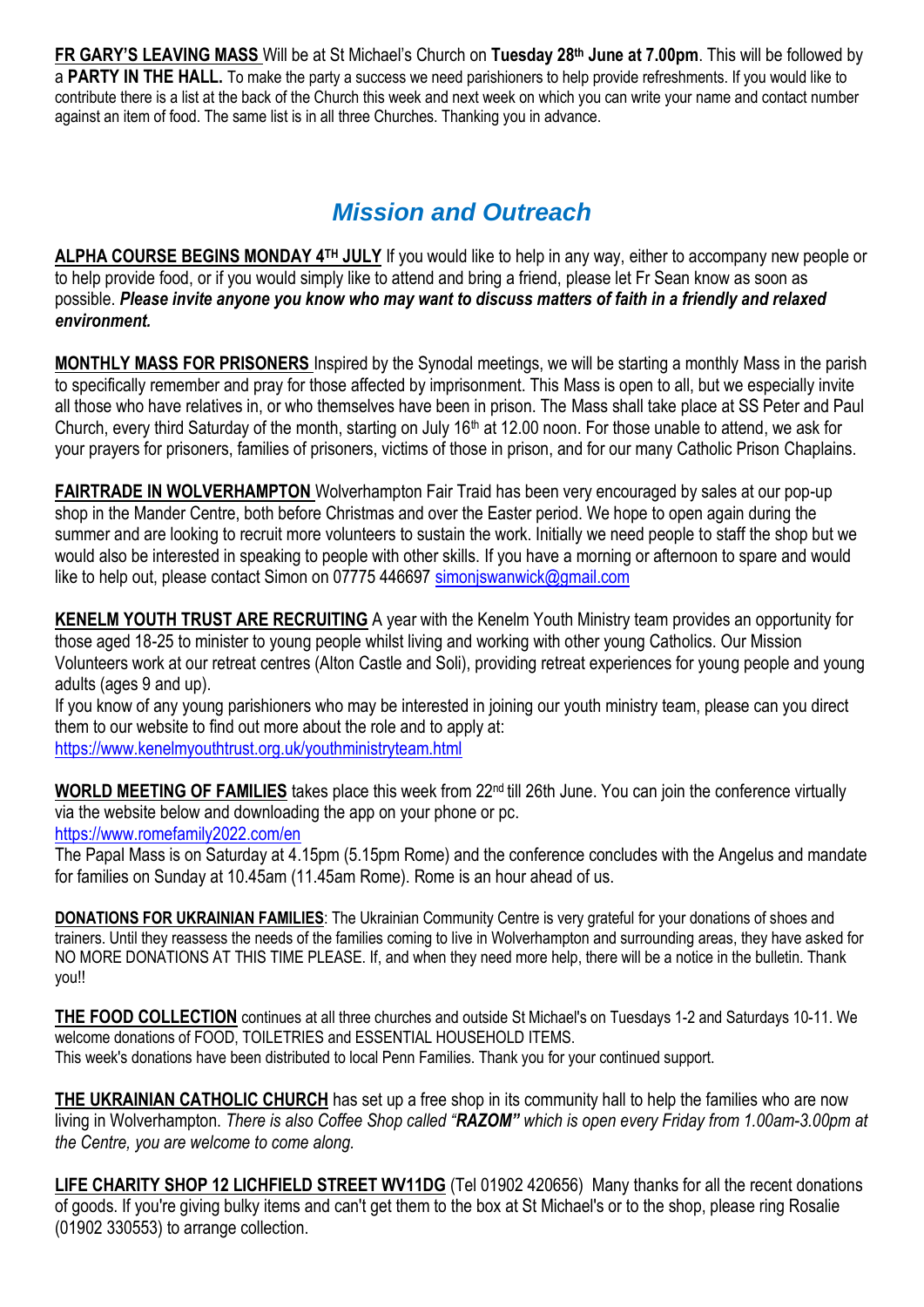**FR GARY'S LEAVING MASS** Will be at St Michael's Church on **Tuesday 28th June at 7.00pm**. This will be followed by a **PARTY IN THE HALL.** To make the party a success we need parishioners to help provide refreshments. If you would like to contribute there is a list at the back of the Church this week and next week on which you can write your name and contact number against an item of food. The same list is in all three Churches. Thanking you in advance.

## *Mission and Outreach*

**ALPHA COURSE BEGINS MONDAY 4TH JULY** If you would like to help in any way, either to accompany new people or to help provide food, or if you would simply like to attend and bring a friend, please let Fr Sean know as soon as possible. ***Please invite anyone you know who may want to discuss matters of faith in a friendly and relaxed environment.***

**MONTHLY MASS FOR PRISONERS** Inspired by the Synodal meetings, we will be starting a monthly Mass in the parish to specifically remember and pray for those affected by imprisonment. This Mass is open to all, but we especially invite all those who have relatives in, or who themselves have been in prison. The Mass shall take place at SS Peter and Paul Church, every third Saturday of the month, starting on July 16th at 12.00 noon. For those unable to attend, we ask for your prayers for prisoners, families of prisoners, victims of those in prison, and for our many Catholic Prison Chaplains.

**FAIRTRADE IN WOLVERHAMPTON** Wolverhampton Fair Traid has been very encouraged by sales at our pop-up shop in the Mander Centre, both before Christmas and over the Easter period. We hope to open again during the summer and are looking to recruit more volunteers to sustain the work. Initially we need people to staff the shop but we would also be interested in speaking to people with other skills. If you have a morning or afternoon to spare and would like to help out, please contact Simon on 07775 446697 simonjswanwick@gmail.com

**KENELM YOUTH TRUST ARE RECRUITING** A year with the Kenelm Youth Ministry team provides an opportunity for those aged 18-25 to minister to young people whilst living and working with other young Catholics. Our Mission Volunteers work at our retreat centres (Alton Castle and Soli), providing retreat experiences for young people and young adults (ages 9 and up).

If you know of any young parishioners who may be interested in joining our youth ministry team, please can you direct them to our website to find out more about the role and to apply at:
https://www.kenelmyouthtrust.org.uk/youthministryteam.html

**WORLD MEETING OF FAMILIES** takes place this week from 22nd till 26th June. You can join the conference virtually via the website below and downloading the app on your phone or pc.
https://www.romefamily2022.com/en

The Papal Mass is on Saturday at 4.15pm (5.15pm Rome) and the conference concludes with the Angelus and mandate for families on Sunday at 10.45am (11.45am Rome). Rome is an hour ahead of us.

**DONATIONS FOR UKRAINIAN FAMILIES**: The Ukrainian Community Centre is very grateful for your donations of shoes and trainers. Until they reassess the needs of the families coming to live in Wolverhampton and surrounding areas, they have asked for NO MORE DONATIONS AT THIS TIME PLEASE. If, and when they need more help, there will be a notice in the bulletin. Thank you!!

**THE FOOD COLLECTION** continues at all three churches and outside St Michael's on Tuesdays 1-2 and Saturdays 10-11. We welcome donations of FOOD, TOILETRIES and ESSENTIAL HOUSEHOLD ITEMS.
This week's donations have been distributed to local Penn Families. Thank you for your continued support.

**THE UKRAINIAN CATHOLIC CHURCH** has set up a free shop in its community hall to help the families who are now living in Wolverhampton. *There is also Coffee Shop called "**RAZOM**" which is open every Friday from 1.00am-3.00pm at the Centre, you are welcome to come along.*

**LIFE CHARITY SHOP 12 LICHFIELD STREET WV11DG** (Tel 01902 420656) Many thanks for all the recent donations of goods. If you're giving bulky items and can't get them to the box at St Michael's or to the shop, please ring Rosalie (01902 330553) to arrange collection.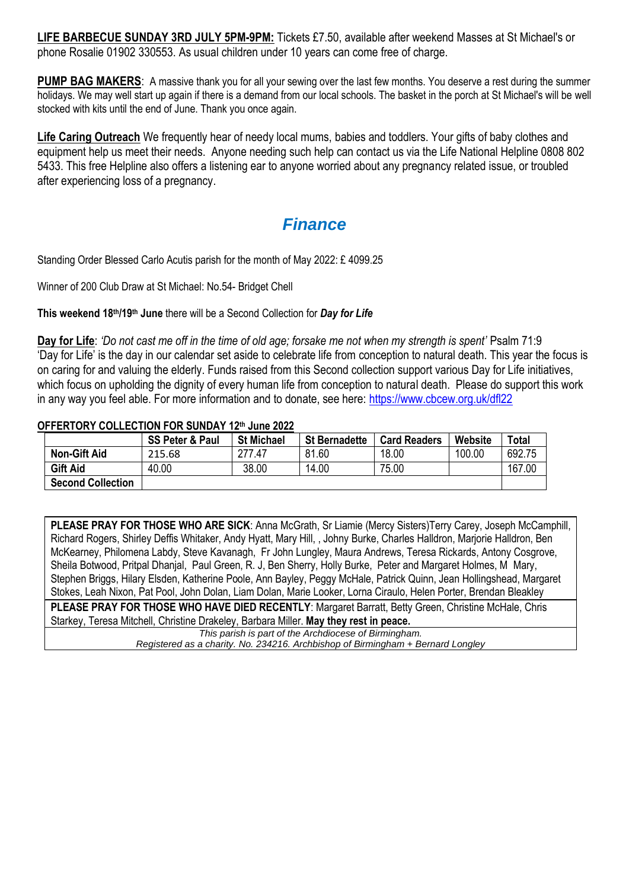**LIFE BARBECUE SUNDAY 3RD JULY 5PM-9PM:** Tickets £7.50, available after weekend Masses at St Michael's or phone Rosalie 01902 330553. As usual children under 10 years can come free of charge.

**PUMP BAG MAKERS**: A massive thank you for all your sewing over the last few months. You deserve a rest during the summer holidays. We may well start up again if there is a demand from our local schools. The basket in the porch at St Michael's will be well stocked with kits until the end of June. Thank you once again.

**Life Caring Outreach** We frequently hear of needy local mums, babies and toddlers. Your gifts of baby clothes and equipment help us meet their needs. Anyone needing such help can contact us via the Life National Helpline 0808 802 5433. This free Helpline also offers a listening ear to anyone worried about any pregnancy related issue, or troubled after experiencing loss of a pregnancy.

## *Finance*

Standing Order Blessed Carlo Acutis parish for the month of May 2022: £ 4099.25

Winner of 200 Club Draw at St Michael: No.54- Bridget Chell

**This weekend 18th/19th June** there will be a Second Collection for ***Day for Life***

**Day for Life**: *'Do not cast me off in the time of old age; forsake me not when my strength is spent'* Psalm 71:9
'Day for Life' is the day in our calendar set aside to celebrate life from conception to natural death. This year the focus is on caring for and valuing the elderly. Funds raised from this Second collection support various Day for Life initiatives, which focus on upholding the dignity of every human life from conception to natural death. Please do support this work in any way you feel able. For more information and to donate, see here: https://www.cbcew.org.uk/dfl22

**OFFERTORY COLLECTION FOR SUNDAY 12th June 2022**

| | SS Peter & Paul | St Michael | St Bernadette | Card Readers | Website | Total |
|---|---|---|---|---|---|---|
| **Non-Gift Aid** | 215.68 | 277.47 | 81.60 | 18.00 | 100.00 | 692.75 |
| **Gift Aid** | 40.00 | 38.00 | 14.00 | 75.00 | | 167.00 |
| **Second Collection** | | | | | | |

**PLEASE PRAY FOR THOSE WHO ARE SICK**: Anna McGrath, Sr Liamie (Mercy Sisters)Terry Carey, Joseph McCamphill, Richard Rogers, Shirley Deffis Whitaker, Andy Hyatt, Mary Hill, , Johny Burke, Charles Halldron, Marjorie Halldron, Ben McKearney, Philomena Labdy, Steve Kavanagh, Fr John Lungley, Maura Andrews, Teresa Rickards, Antony Cosgrove, Sheila Botwood, Pritpal Dhanjal, Paul Green, R. J, Ben Sherry, Holly Burke, Peter and Margaret Holmes, M Mary, Stephen Briggs, Hilary Elsden, Katherine Poole, Ann Bayley, Peggy McHale, Patrick Quinn, Jean Hollingshead, Margaret Stokes, Leah Nixon, Pat Pool, John Dolan, Liam Dolan, Marie Looker, Lorna Ciraulo, Helen Porter, Brendan Bleakley

**PLEASE PRAY FOR THOSE WHO HAVE DIED RECENTLY**: Margaret Barratt, Betty Green, Christine McHale, Chris Starkey, Teresa Mitchell, Christine Drakeley, Barbara Miller. **May they rest in peace.**

*This parish is part of the Archdiocese of Birmingham.*
*Registered as a charity. No. 234216. Archbishop of Birmingham + Bernard Longley*